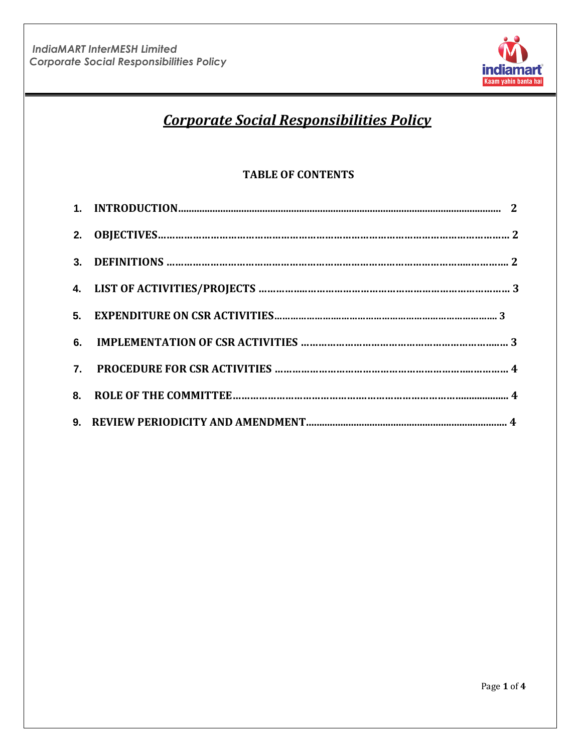# *Corporate Social Responsibilities Policy*

## TABLE OF CONTENTS

1. INTRODUCTION........................................................................................................... 2
2. OBJECTIVES.................................................................................................................. 2
3. DEFINITIONS ................................................................................................................ 2
4. LIST OF ACTIVITIES/PROJECTS .................................................................................... 3
5. EXPENDITURE ON CSR ACTIVITIES................................................................................ 3
6. IMPLEMENTATION OF CSR ACTIVITIES ......................................................................... 3
7. PROCEDURE FOR CSR ACTIVITIES ................................................................................. 4
8. ROLE OF THE COMMITTEE.............................................................................................. 4
9. REVIEW PERIODICITY AND AMENDMENT...................................................................... 4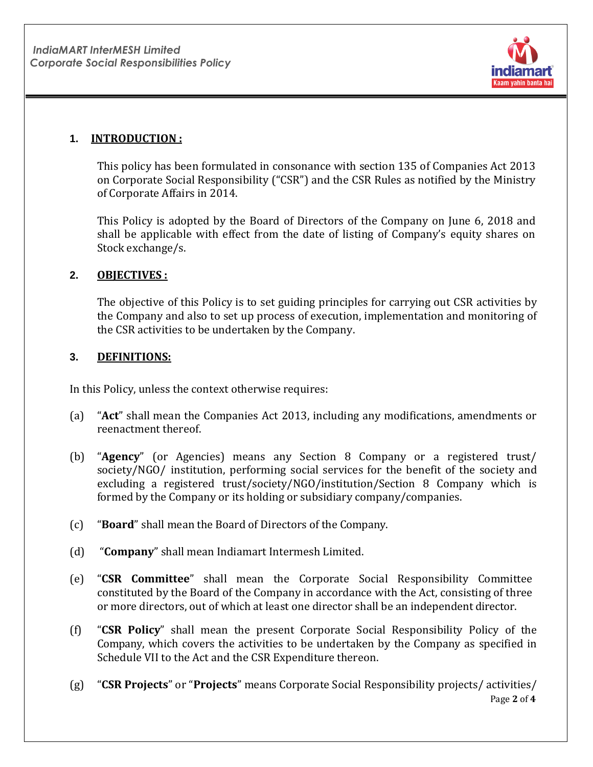## 1. INTRODUCTION :

This policy has been formulated in consonance with section 135 of Companies Act 2013 on Corporate Social Responsibility ("CSR") and the CSR Rules as notified by the Ministry of Corporate Affairs in 2014.

This Policy is adopted by the Board of Directors of the Company on June 6, 2018 and shall be applicable with effect from the date of listing of Company's equity shares on Stock exchange/s.

## 2. OBJECTIVES :

The objective of this Policy is to set guiding principles for carrying out CSR activities by the Company and also to set up process of execution, implementation and monitoring of the CSR activities to be undertaken by the Company.

## 3. DEFINITIONS:

In this Policy, unless the context otherwise requires:

(a) "**Act**" shall mean the Companies Act 2013, including any modifications, amendments or reenactment thereof.

(b) "**Agency**" (or Agencies) means any Section 8 Company or a registered trust/ society/NGO/ institution, performing social services for the benefit of the society and excluding a registered trust/society/NGO/institution/Section 8 Company which is formed by the Company or its holding or subsidiary company/companies.

(c) "**Board**" shall mean the Board of Directors of the Company.

(d) "**Company**" shall mean Indiamart Intermesh Limited.

(e) "**CSR Committee**" shall mean the Corporate Social Responsibility Committee constituted by the Board of the Company in accordance with the Act, consisting of three or more directors, out of which at least one director shall be an independent director.

(f) "**CSR Policy**" shall mean the present Corporate Social Responsibility Policy of the Company, which covers the activities to be undertaken by the Company as specified in Schedule VII to the Act and the CSR Expenditure thereon.

(g) "**CSR Projects**" or "**Projects**" means Corporate Social Responsibility projects/ activities/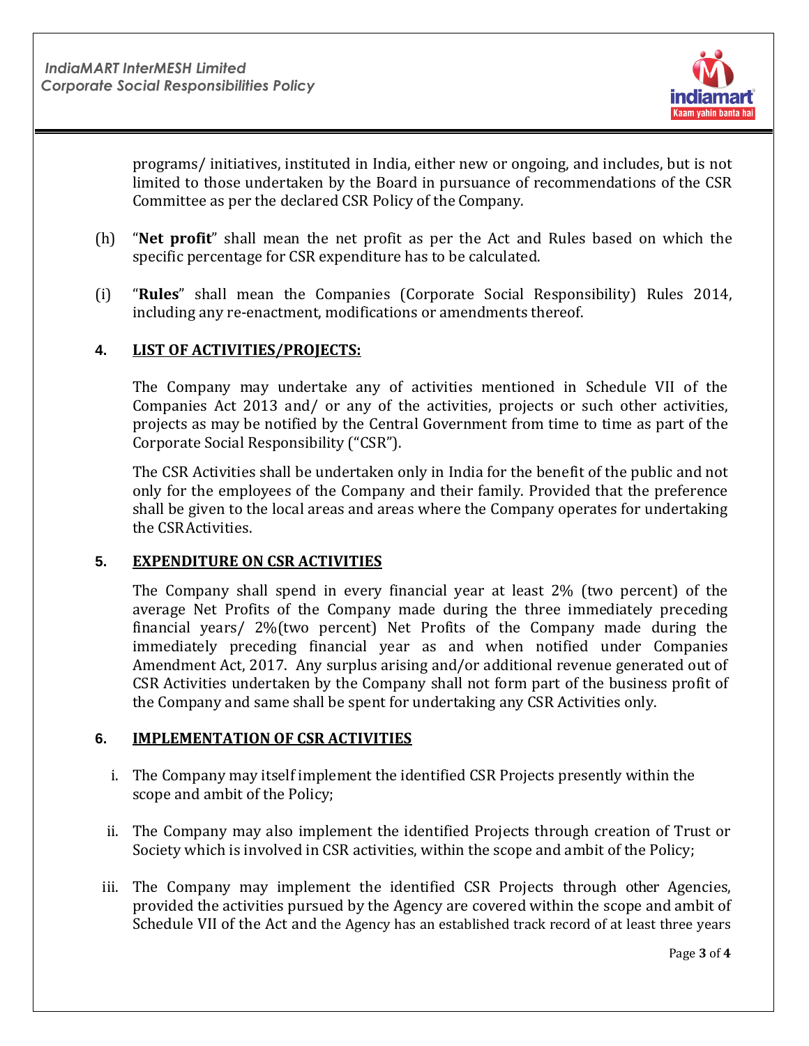programs/ initiatives, instituted in India, either new or ongoing, and includes, but is not limited to those undertaken by the Board in pursuance of recommendations of the CSR Committee as per the declared CSR Policy of the Company.

(h) "**Net profit**" shall mean the net profit as per the Act and Rules based on which the specific percentage for CSR expenditure has to be calculated.

(i) "**Rules**" shall mean the Companies (Corporate Social Responsibility) Rules 2014, including any re-enactment, modifications or amendments thereof.

## 4. LIST OF ACTIVITIES/PROJECTS:

The Company may undertake any of activities mentioned in Schedule VII of the Companies Act 2013 and/ or any of the activities, projects or such other activities, projects as may be notified by the Central Government from time to time as part of the Corporate Social Responsibility ("CSR").

The CSR Activities shall be undertaken only in India for the benefit of the public and not only for the employees of the Company and their family. Provided that the preference shall be given to the local areas and areas where the Company operates for undertaking the CSR Activities.

## 5. EXPENDITURE ON CSR ACTIVITIES

The Company shall spend in every financial year at least 2% (two percent) of the average Net Profits of the Company made during the three immediately preceding financial years/ 2%(two percent) Net Profits of the Company made during the immediately preceding financial year as and when notified under Companies Amendment Act, 2017. Any surplus arising and/or additional revenue generated out of CSR Activities undertaken by the Company shall not form part of the business profit of the Company and same shall be spent for undertaking any CSR Activities only.

## 6. IMPLEMENTATION OF CSR ACTIVITIES

i. The Company may itself implement the identified CSR Projects presently within the scope and ambit of the Policy;

ii. The Company may also implement the identified Projects through creation of Trust or Society which is involved in CSR activities, within the scope and ambit of the Policy;

iii. The Company may implement the identified CSR Projects through other Agencies, provided the activities pursued by the Agency are covered within the scope and ambit of Schedule VII of the Act and the Agency has an established track record of at least three years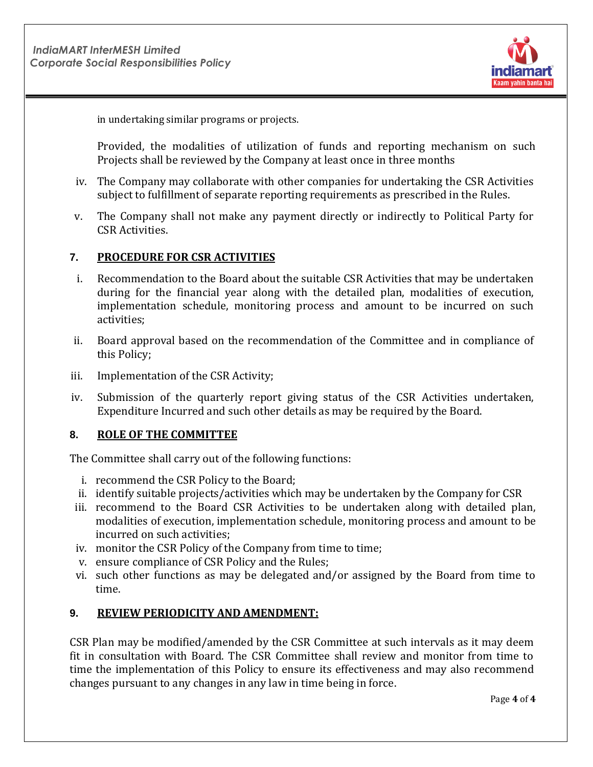in undertaking similar programs or projects.

Provided, the modalities of utilization of funds and reporting mechanism on such Projects shall be reviewed by the Company at least once in three months

iv. The Company may collaborate with other companies for undertaking the CSR Activities subject to fulfillment of separate reporting requirements as prescribed in the Rules.

v. The Company shall not make any payment directly or indirectly to Political Party for CSR Activities.

## 7. PROCEDURE FOR CSR ACTIVITIES

i. Recommendation to the Board about the suitable CSR Activities that may be undertaken during for the financial year along with the detailed plan, modalities of execution, implementation schedule, monitoring process and amount to be incurred on such activities;

ii. Board approval based on the recommendation of the Committee and in compliance of this Policy;

iii. Implementation of the CSR Activity;

iv. Submission of the quarterly report giving status of the CSR Activities undertaken, Expenditure Incurred and such other details as may be required by the Board.

## 8. ROLE OF THE COMMITTEE

The Committee shall carry out of the following functions:

i. recommend the CSR Policy to the Board;
ii. identify suitable projects/activities which may be undertaken by the Company for CSR
iii. recommend to the Board CSR Activities to be undertaken along with detailed plan, modalities of execution, implementation schedule, monitoring process and amount to be incurred on such activities;
iv. monitor the CSR Policy of the Company from time to time;
v. ensure compliance of CSR Policy and the Rules;
vi. such other functions as may be delegated and/or assigned by the Board from time to time.

## 9. REVIEW PERIODICITY AND AMENDMENT:

CSR Plan may be modified/amended by the CSR Committee at such intervals as it may deem fit in consultation with Board. The CSR Committee shall review and monitor from time to time the implementation of this Policy to ensure its effectiveness and may also recommend changes pursuant to any changes in any law in time being in force.